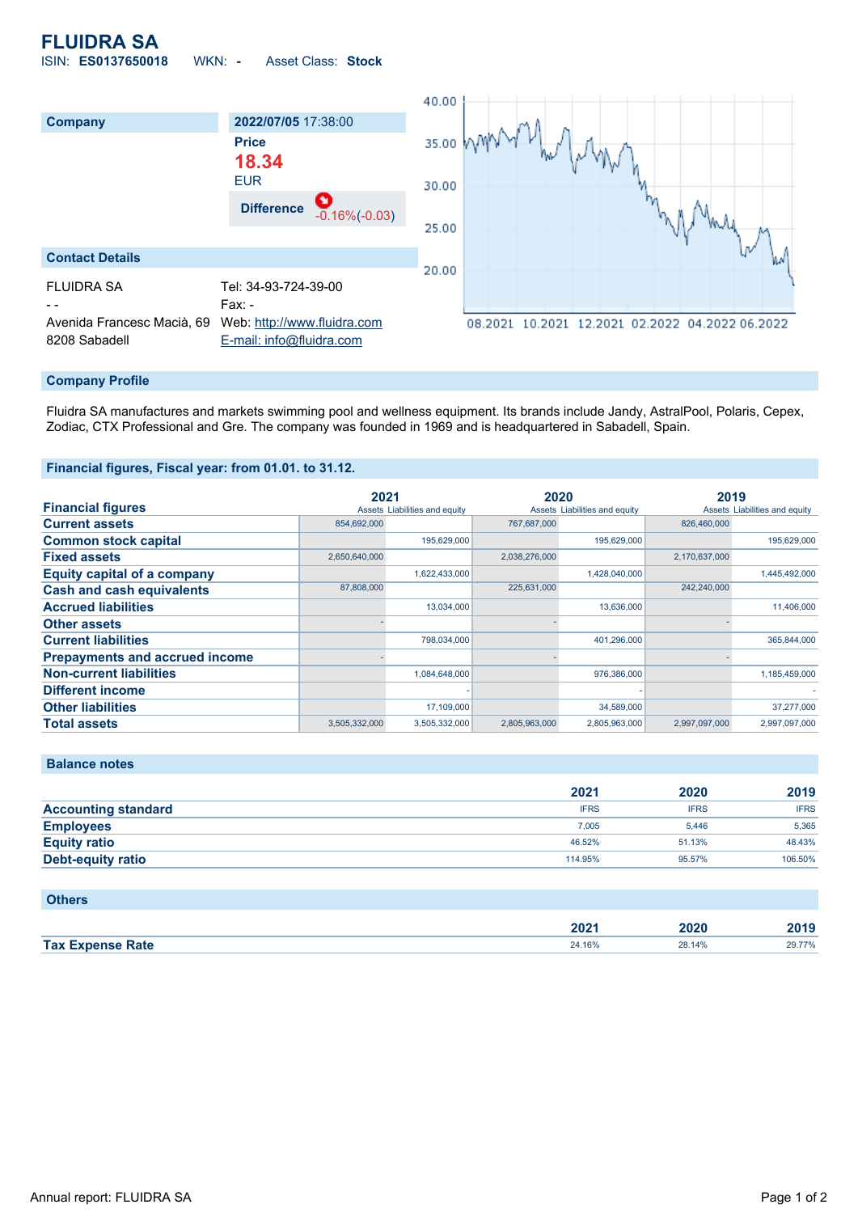# FLUIDRA SA

ISIN: **ES0137650018** WKN: **-** Asset Class: **Stock**

| Company | 2022/07/05 17:38:00 |
|---|---|
| | Price |
| | **18.34** |
| | EUR |
| | Difference -0.16%(-0.03) |

## Contact Details

| | |
|---|---|
| FLUIDRA SA | Tel: 34-93-724-39-00 |
| - - | Fax: - |
| Avenida Francesc Macià, 69 | Web: http://www.fluidra.com |
| 8208 Sabadell | E-mail: info@fluidra.com |

## Company Profile

Fluidra SA manufactures and markets swimming pool and wellness equipment. Its brands include Jandy, AstralPool, Polaris, Cepex, Zodiac, CTX Professional and Gre. The company was founded in 1969 and is headquartered in Sabadell, Spain.

## Financial figures, Fiscal year: from 01.01. to 31.12.

| Financial figures | 2021 | | 2020 | | 2019 | |
|---|---|---|---|---|---|---|
| | Assets | Liabilities and equity | Assets | Liabilities and equity | Assets | Liabilities and equity |
| Current assets | 854,692,000 | | 767,687,000 | | 826,460,000 | |
| Common stock capital | | 195,629,000 | | 195,629,000 | | 195,629,000 |
| Fixed assets | 2,650,640,000 | | 2,038,276,000 | | 2,170,637,000 | |
| Equity capital of a company | | 1,622,433,000 | | 1,428,040,000 | | 1,445,492,000 |
| Cash and cash equivalents | 87,808,000 | | 225,631,000 | | 242,240,000 | |
| Accrued liabilities | | 13,034,000 | | 13,636,000 | | 11,406,000 |
| Other assets | - | | - | | - | |
| Current liabilities | | 798,034,000 | | 401,296,000 | | 365,844,000 |
| Prepayments and accrued income | - | | - | | - | |
| Non-current liabilities | | 1,084,648,000 | | 976,386,000 | | 1,185,459,000 |
| Different income | | - | | - | | - |
| Other liabilities | | 17,109,000 | | 34,589,000 | | 37,277,000 |
| Total assets | 3,505,332,000 | 3,505,332,000 | 2,805,963,000 | 2,805,963,000 | 2,997,097,000 | 2,997,097,000 |

## Balance notes

| | 2021 | 2020 | 2019 |
|---|---|---|---|
| Accounting standard | IFRS | IFRS | IFRS |
| Employees | 7,005 | 5,446 | 5,365 |
| Equity ratio | 46.52% | 51.13% | 48.43% |
| Debt-equity ratio | 114.95% | 95.57% | 106.50% |

## Others

| | 2021 | 2020 | 2019 |
|---|---|---|---|
| Tax Expense Rate | 24.16% | 28.14% | 29.77% |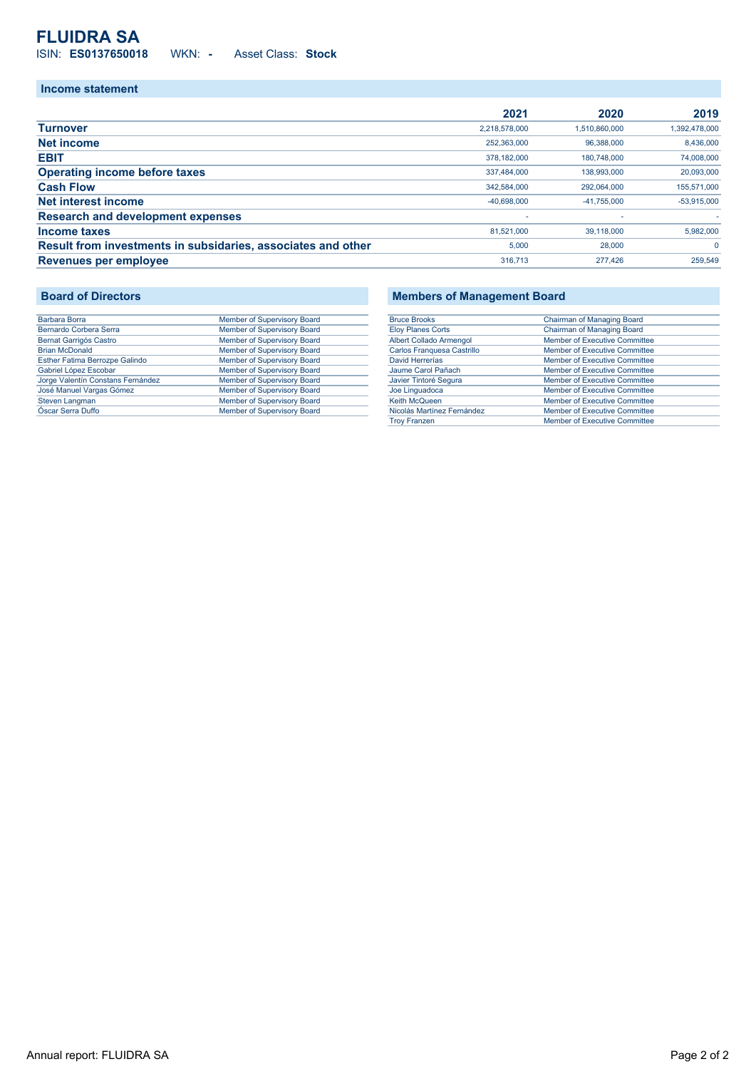# FLUIDRA SA

ISIN: **ES0137650018** WKN: **-** Asset Class: **Stock**

## Income statement

| | 2021 | 2020 | 2019 |
|---|---|---|---|
| **Turnover** | 2,218,578,000 | 1,510,860,000 | 1,392,478,000 |
| **Net income** | 252,363,000 | 96,388,000 | 8,436,000 |
| **EBIT** | 378,182,000 | 180,748,000 | 74,008,000 |
| **Operating income before taxes** | 337,484,000 | 138,993,000 | 20,093,000 |
| **Cash Flow** | 342,584,000 | 292,064,000 | 155,571,000 |
| **Net interest income** | -40,698,000 | -41,755,000 | -53,915,000 |
| **Research and development expenses** | - | - | - |
| **Income taxes** | 81,521,000 | 39,118,000 | 5,982,000 |
| **Result from investments in subsidaries, associates and other** | 5,000 | 28,000 | 0 |
| **Revenues per employee** | 316,713 | 277,426 | 259,549 |

## Board of Directors

| | |
|---|---|
| Barbara Borra | Member of Supervisory Board |
| Bernardo Corbera Serra | Member of Supervisory Board |
| Bernat Garrigós Castro | Member of Supervisory Board |
| Brian McDonald | Member of Supervisory Board |
| Esther Fatima Berrozpe Galindo | Member of Supervisory Board |
| Gabriel López Escobar | Member of Supervisory Board |
| Jorge Valentín Constans Fernández | Member of Supervisory Board |
| José Manuel Vargas Gómez | Member of Supervisory Board |
| Steven Langman | Member of Supervisory Board |
| Óscar Serra Duffo | Member of Supervisory Board |

## Members of Management Board

| | |
|---|---|
| Bruce Brooks | Chairman of Managing Board |
| Eloy Planes Corts | Chairman of Managing Board |
| Albert Collado Armengol | Member of Executive Committee |
| Carlos Franquesa Castrillo | Member of Executive Committee |
| David Herrerías | Member of Executive Committee |
| Jaume Carol Pañach | Member of Executive Committee |
| Javier Tintoré Segura | Member of Executive Committee |
| Joe Linguadoca | Member of Executive Committee |
| Keith McQueen | Member of Executive Committee |
| Nicolás Martínez Fernández | Member of Executive Committee |
| Troy Franzen | Member of Executive Committee |